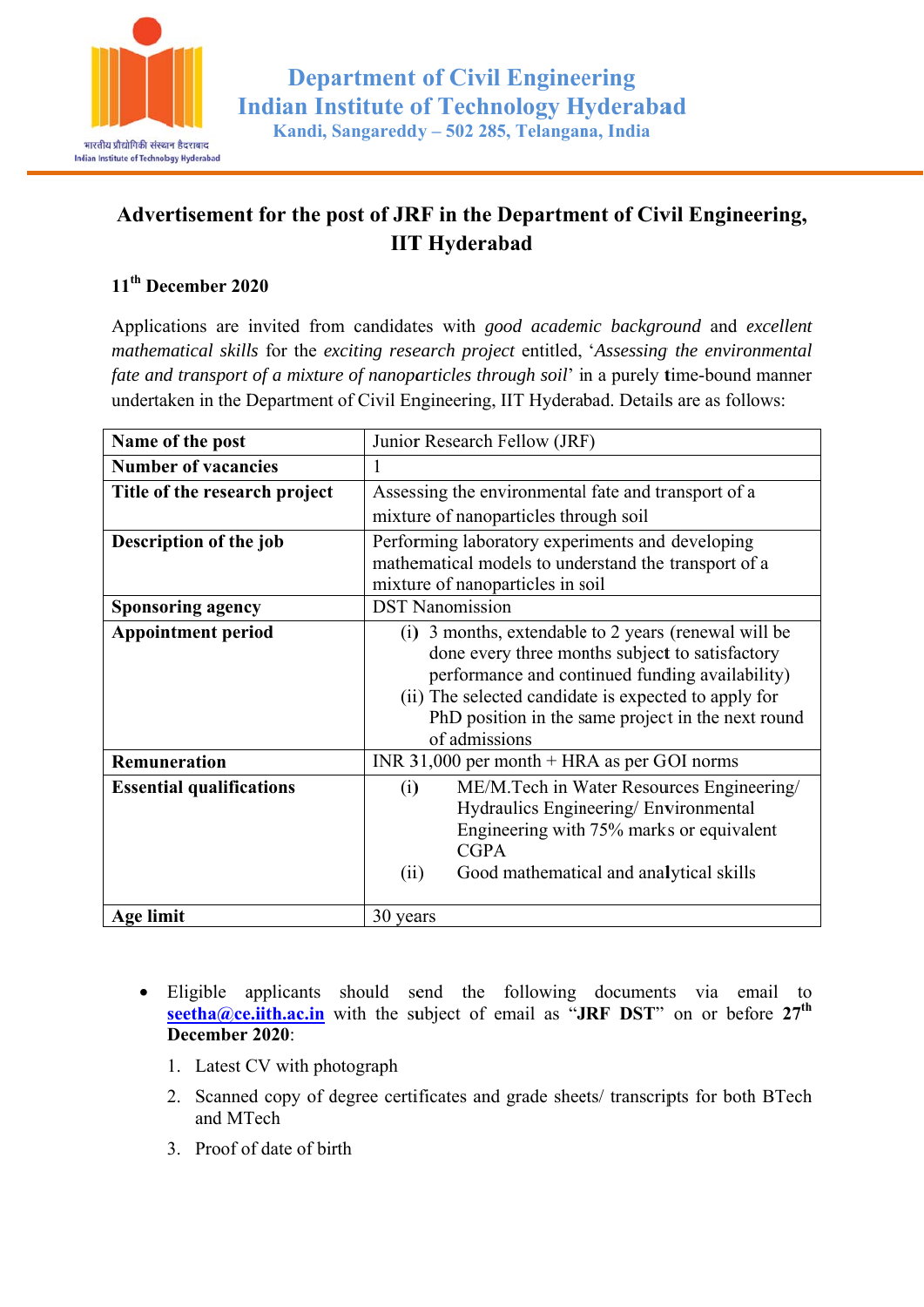# Department of Civil Engineering
# Indian Institute of Technology Hyderabad
### Kandi, Sangareddy – 502 285, Telangana, India

## Advertisement for the post of JRF in the Department of Civil Engineering, IIT Hyderabad

**11th December 2020**

Applications are invited from candidates with *good academic background* and *excellent mathematical skills* for the *exciting research project* entitled, '*Assessing the environmental fate and transport of a mixture of nanoparticles through soil*' in a purely time-bound manner undertaken in the Department of Civil Engineering, IIT Hyderabad. Details are as follows:

| **Name of the post** | Junior Research Fellow (JRF) |
|---|---|
| **Number of vacancies** | 1 |
| **Title of the research project** | Assessing the environmental fate and transport of a mixture of nanoparticles through soil |
| **Description of the job** | Performing laboratory experiments and developing mathematical models to understand the transport of a mixture of nanoparticles in soil |
| **Sponsoring agency** | DST Nanomission |
| **Appointment period** | (i) 3 months, extendable to 2 years (renewal will be done every three months subject to satisfactory performance and continued funding availability)<br>(ii) The selected candidate is expected to apply for PhD position in the same project in the next round of admissions |
| **Remuneration** | INR 31,000 per month + HRA as per GOI norms |
| **Essential qualifications** | (i) ME/M.Tech in Water Resources Engineering/ Hydraulics Engineering/ Environmental Engineering with 75% marks or equivalent CGPA<br>(ii) Good mathematical and analytical skills |
| **Age limit** | 30 years |

- Eligible applicants should send the following documents via email to **seetha@ce.iith.ac.in** with the subject of email as "**JRF DST**" on or before **27th December 2020**:

  1. Latest CV with photograph
  2. Scanned copy of degree certificates and grade sheets/ transcripts for both BTech and MTech
  3. Proof of date of birth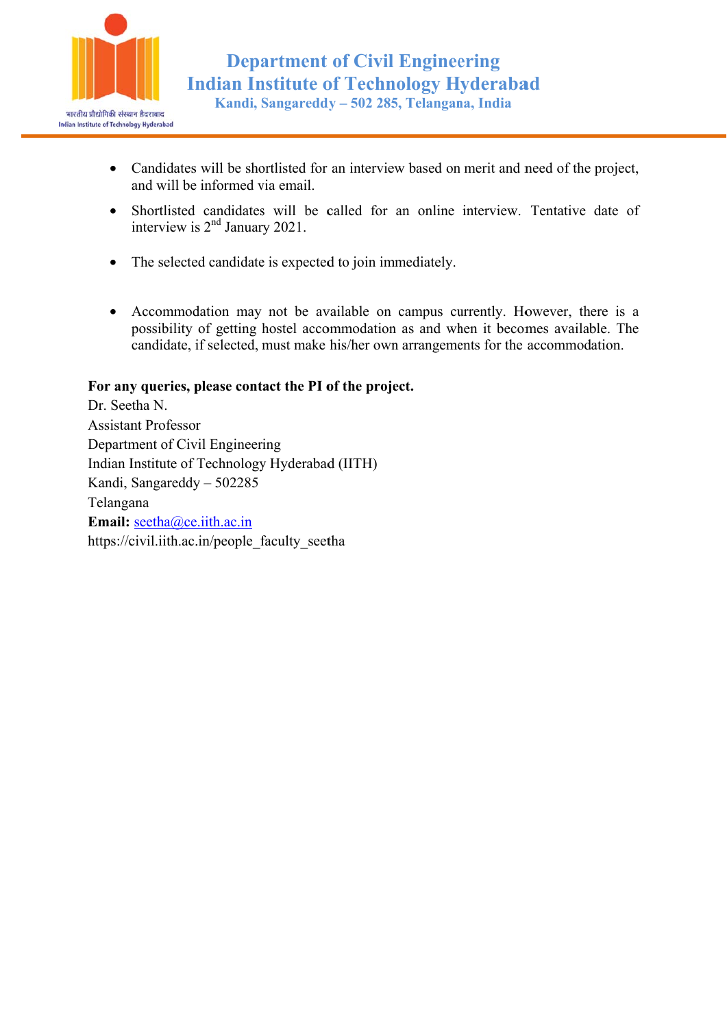- Candidates will be shortlisted for an interview based on merit and need of the project, and will be informed via email.
- Shortlisted candidates will be called for an online interview. Tentative date of interview is 2nd January 2021.
- The selected candidate is expected to join immediately.
- Accommodation may not be available on campus currently. However, there is a possibility of getting hostel accommodation as and when it becomes available. The candidate, if selected, must make his/her own arrangements for the accommodation.

**For any queries, please contact the PI of the project.**
Dr. Seetha N.
Assistant Professor
Department of Civil Engineering
Indian Institute of Technology Hyderabad (IITH)
Kandi, Sangareddy – 502285
Telangana
**Email:** seetha@ce.iith.ac.in
https://civil.iith.ac.in/people_faculty_seetha